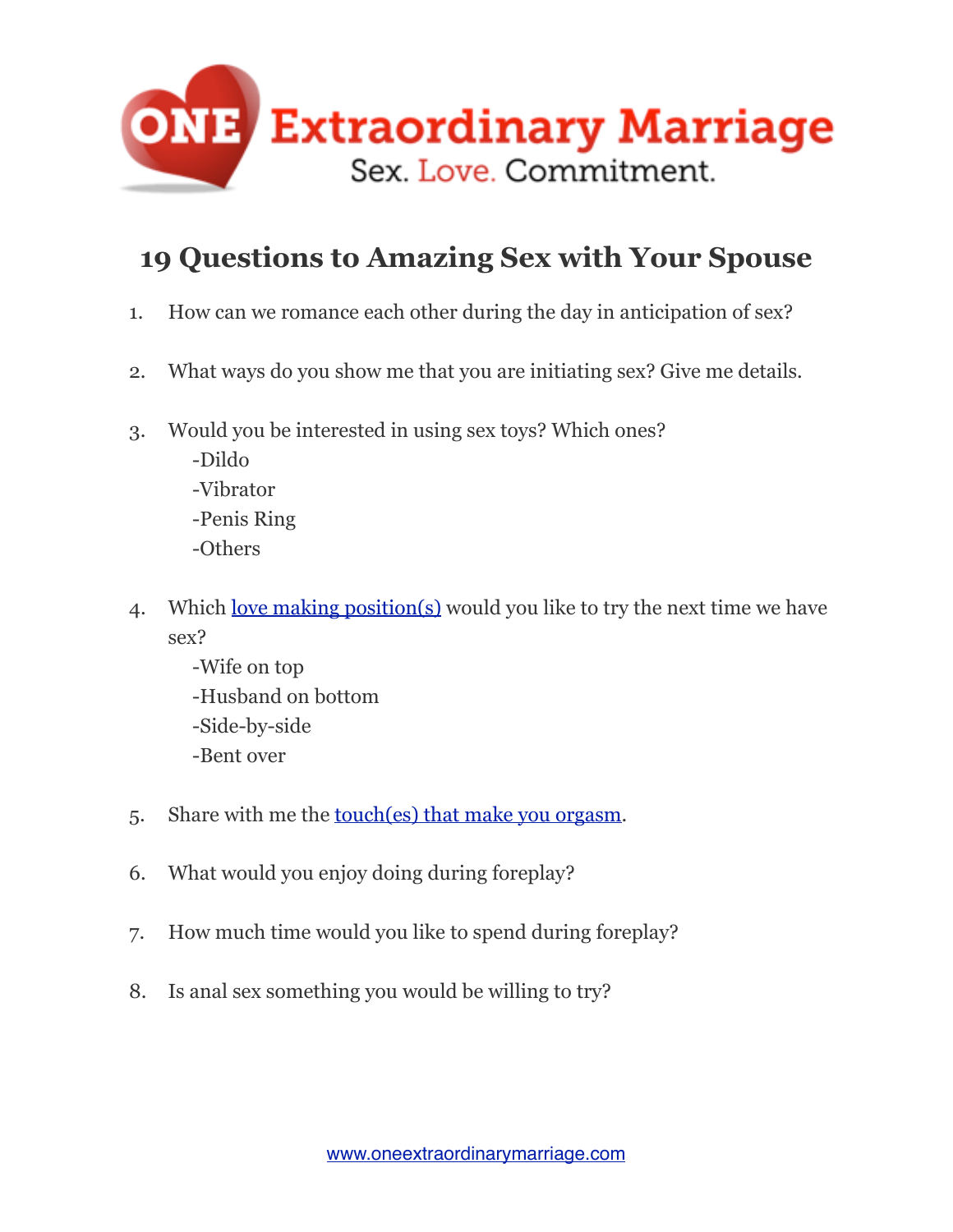ONE Extraordinary Marriage

Sex. Love. Commitment.

# 19 Questions to Amazing Sex with Your Spouse

1. How can we romance each other during the day in anticipation of sex?

2. What ways do you show me that you are initiating sex? Give me details.

3. Would you be interested in using sex toys? Which ones?
   - -Dildo
   - -Vibrator
   - -Penis Ring
   - -Others

4. Which love making position(s) would you like to try the next time we have sex?
   - -Wife on top
   - -Husband on bottom
   - -Side-by-side
   - -Bent over

5. Share with me the touch(es) that make you orgasm.

6. What would you enjoy doing during foreplay?

7. How much time would you like to spend during foreplay?

8. Is anal sex something you would be willing to try?

www.oneextraordinarymarriage.com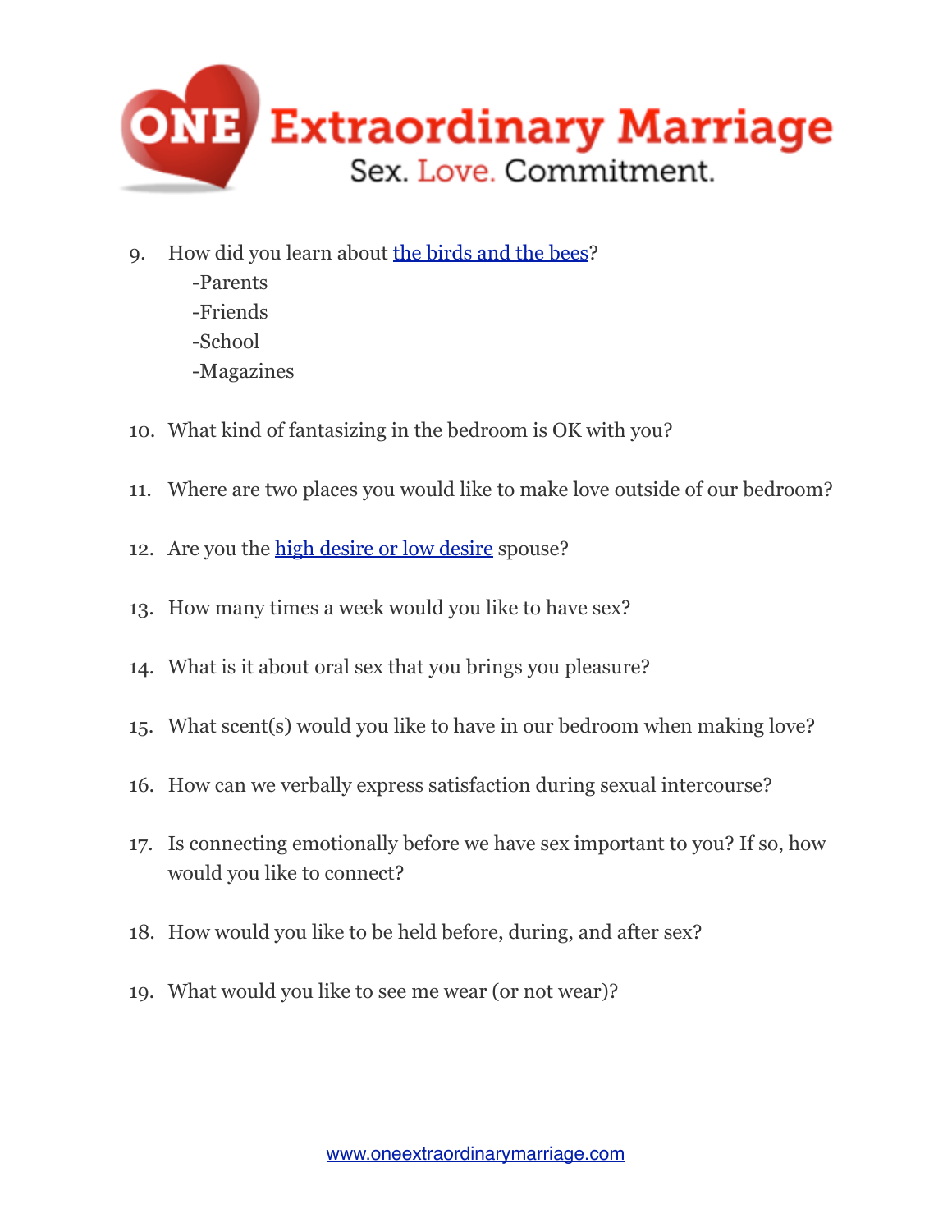9. How did you learn about the birds and the bees?
   - -Parents
   - -Friends
   - -School
   - -Magazines

10. What kind of fantasizing in the bedroom is OK with you?

11. Where are two places you would like to make love outside of our bedroom?

12. Are you the high desire or low desire spouse?

13. How many times a week would you like to have sex?

14. What is it about oral sex that you brings you pleasure?

15. What scent(s) would you like to have in our bedroom when making love?

16. How can we verbally express satisfaction during sexual intercourse?

17. Is connecting emotionally before we have sex important to you? If so, how would you like to connect?

18. How would you like to be held before, during, and after sex?

19. What would you like to see me wear (or not wear)?